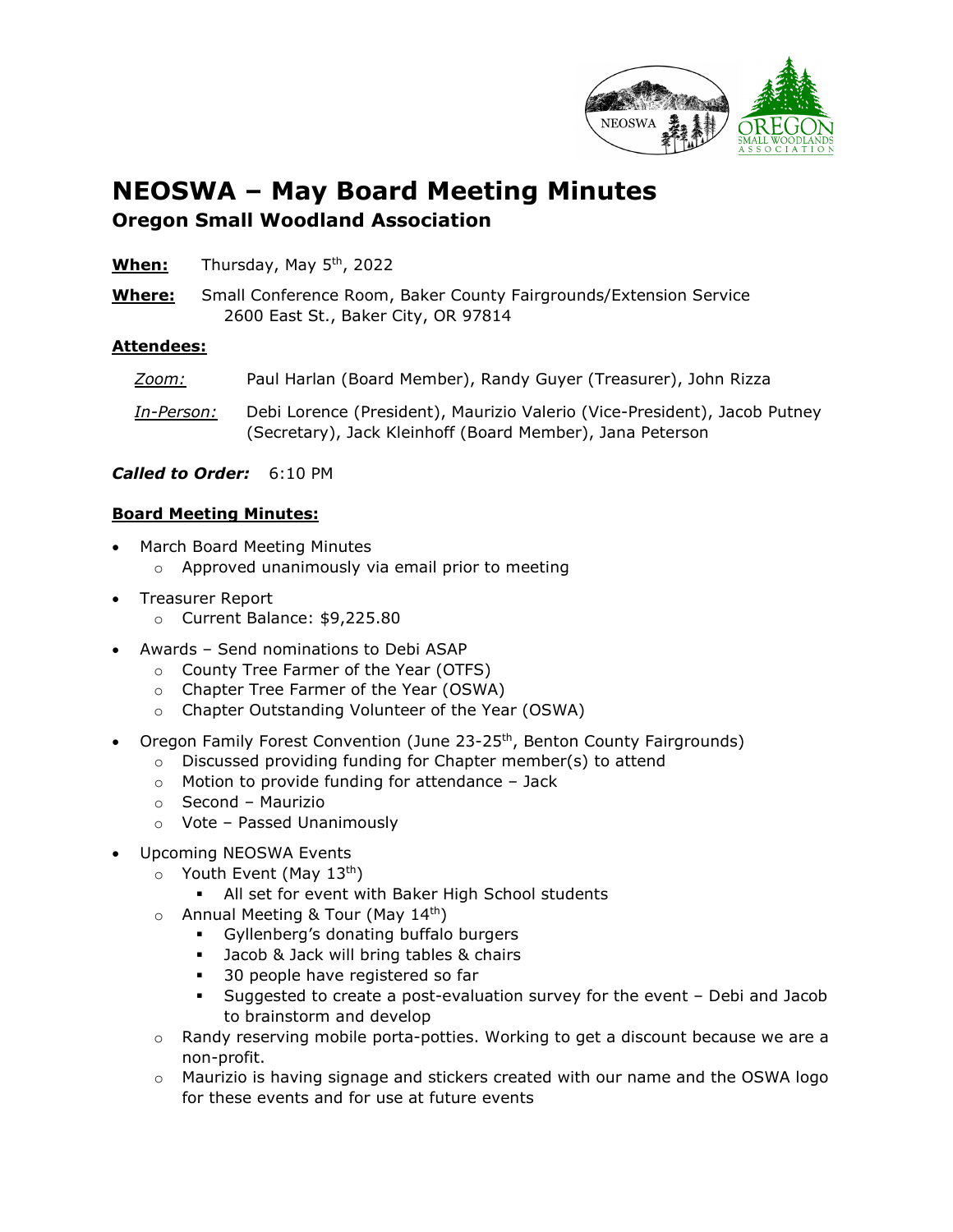# NEOSWA – May Board Meeting Minutes

## Oregon Small Woodland Association

**When:** Thursday, May 5th, 2022

**Where:** Small Conference Room, Baker County Fairgrounds/Extension Service
2600 East St., Baker City, OR 97814

**Attendees:**

*Zoom:* Paul Harlan (Board Member), Randy Guyer (Treasurer), John Rizza

*In-Person:* Debi Lorence (President), Maurizio Valerio (Vice-President), Jacob Putney (Secretary), Jack Kleinhoff (Board Member), Jana Peterson

***Called to Order:*** 6:10 PM

**Board Meeting Minutes:**

- March Board Meeting Minutes
  - Approved unanimously via email prior to meeting
- Treasurer Report
  - Current Balance: $9,225.80
- Awards – Send nominations to Debi ASAP
  - County Tree Farmer of the Year (OTFS)
  - Chapter Tree Farmer of the Year (OSWA)
  - Chapter Outstanding Volunteer of the Year (OSWA)
- Oregon Family Forest Convention (June 23-25th, Benton County Fairgrounds)
  - Discussed providing funding for Chapter member(s) to attend
  - Motion to provide funding for attendance – Jack
  - Second – Maurizio
  - Vote – Passed Unanimously
- Upcoming NEOSWA Events
  - Youth Event (May 13th)
    - All set for event with Baker High School students
  - Annual Meeting & Tour (May 14th)
    - Gyllenberg's donating buffalo burgers
    - Jacob & Jack will bring tables & chairs
    - 30 people have registered so far
    - Suggested to create a post-evaluation survey for the event – Debi and Jacob to brainstorm and develop
  - Randy reserving mobile porta-potties. Working to get a discount because we are a non-profit.
  - Maurizio is having signage and stickers created with our name and the OSWA logo for these events and for use at future events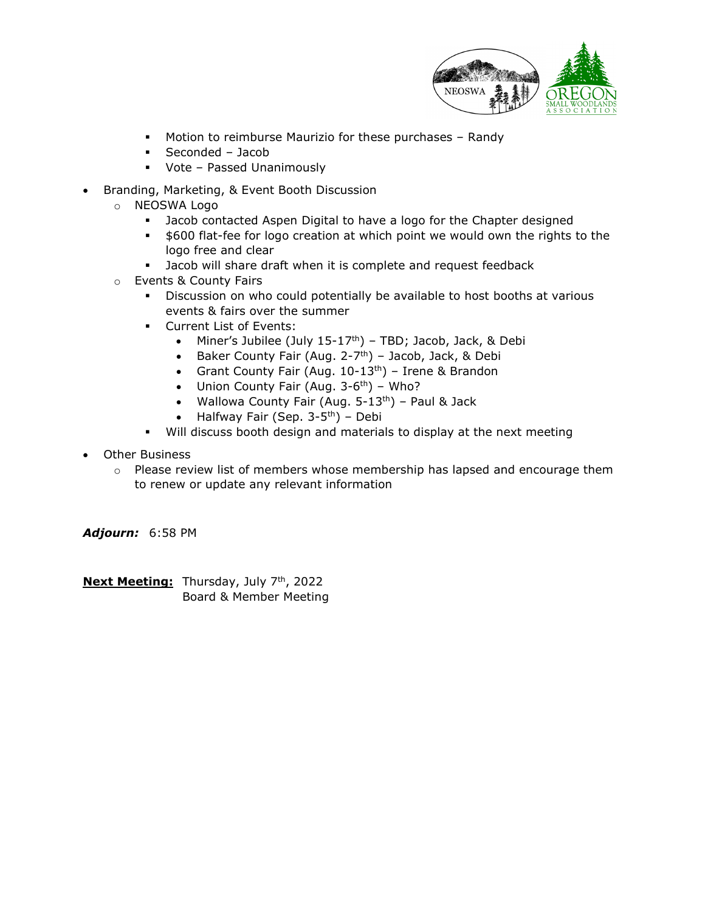- Motion to reimburse Maurizio for these purchases – Randy
- Seconded – Jacob
- Vote – Passed Unanimously

- Branding, Marketing, & Event Booth Discussion
  - NEOSWA Logo
    - Jacob contacted Aspen Digital to have a logo for the Chapter designed
    - $600 flat-fee for logo creation at which point we would own the rights to the logo free and clear
    - Jacob will share draft when it is complete and request feedback
  - Events & County Fairs
    - Discussion on who could potentially be available to host booths at various events & fairs over the summer
    - Current List of Events:
      - Miner's Jubilee (July 15-17th) – TBD; Jacob, Jack, & Debi
      - Baker County Fair (Aug. 2-7th) – Jacob, Jack, & Debi
      - Grant County Fair (Aug. 10-13th) – Irene & Brandon
      - Union County Fair (Aug. 3-6th) – Who?
      - Wallowa County Fair (Aug. 5-13th) – Paul & Jack
      - Halfway Fair (Sep. 3-5th) – Debi
    - Will discuss booth design and materials to display at the next meeting

- Other Business
  - Please review list of members whose membership has lapsed and encourage them to renew or update any relevant information

***Adjourn:*** 6:58 PM

**Next Meeting:** Thursday, July 7th, 2022
Board & Member Meeting